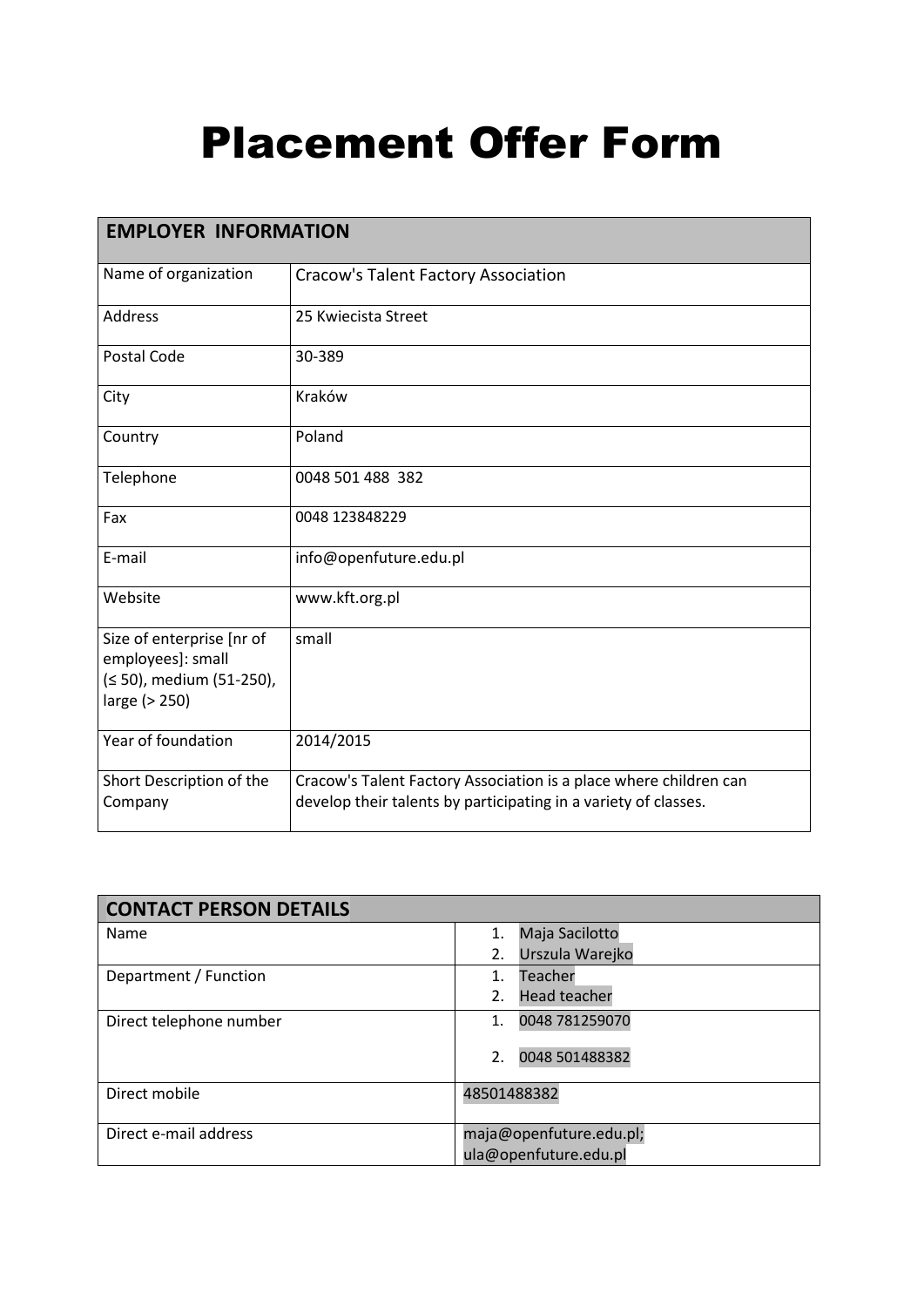# Placement Offer Form

| EMPLOYER INFORMATION | |
|---|---|
| Name of organization | Cracow's Talent Factory Association |
| Address | 25 Kwiecista Street |
| Postal Code | 30-389 |
| City | Kraków |
| Country | Poland |
| Telephone | 0048 501 488 382 |
| Fax | 0048 123848229 |
| E-mail | info@openfuture.edu.pl |
| Website | www.kft.org.pl |
| Size of enterprise [nr of employees]: small (≤ 50), medium (51-250), large (> 250) | small |
| Year of foundation | 2014/2015 |
| Short Description of the Company | Cracow's Talent Factory Association is a place where children can develop their talents by participating in a variety of classes. |

| CONTACT PERSON DETAILS | |
|---|---|
| Name | 1. Maja Sacilotto<br>2. Urszula Warejko |
| Department / Function | 1. Teacher<br>2. Head teacher |
| Direct telephone number | 1. 0048 781259070<br>2. 0048 501488382 |
| Direct mobile | 48501488382 |
| Direct e-mail address | maja@openfuture.edu.pl;<br>ula@openfuture.edu.pl |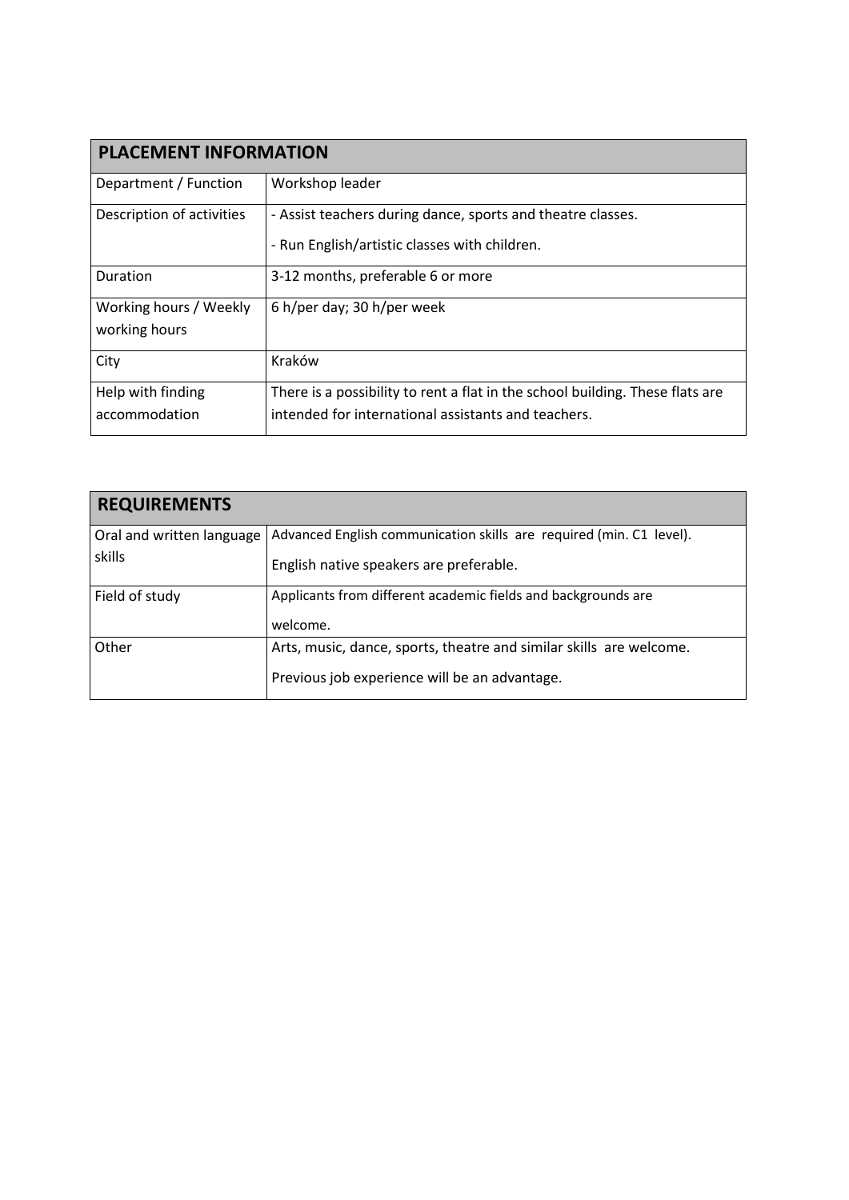| PLACEMENT INFORMATION | |
|---|---|
| Department / Function | Workshop leader |
| Description of activities | - Assist teachers during dance, sports and theatre classes.<br>- Run English/artistic classes with children. |
| Duration | 3-12 months, preferable 6 or more |
| Working hours / Weekly working hours | 6 h/per day; 30 h/per week |
| City | Kraków |
| Help with finding accommodation | There is a possibility to rent a flat in the school building. These flats are intended for international assistants and teachers. |

| REQUIREMENTS | |
|---|---|
| Oral and written language skills | Advanced English communication skills are required (min. C1 level).<br>English native speakers are preferable. |
| Field of study | Applicants from different academic fields and backgrounds are welcome. |
| Other | Arts, music, dance, sports, theatre and similar skills are welcome.<br>Previous job experience will be an advantage. |